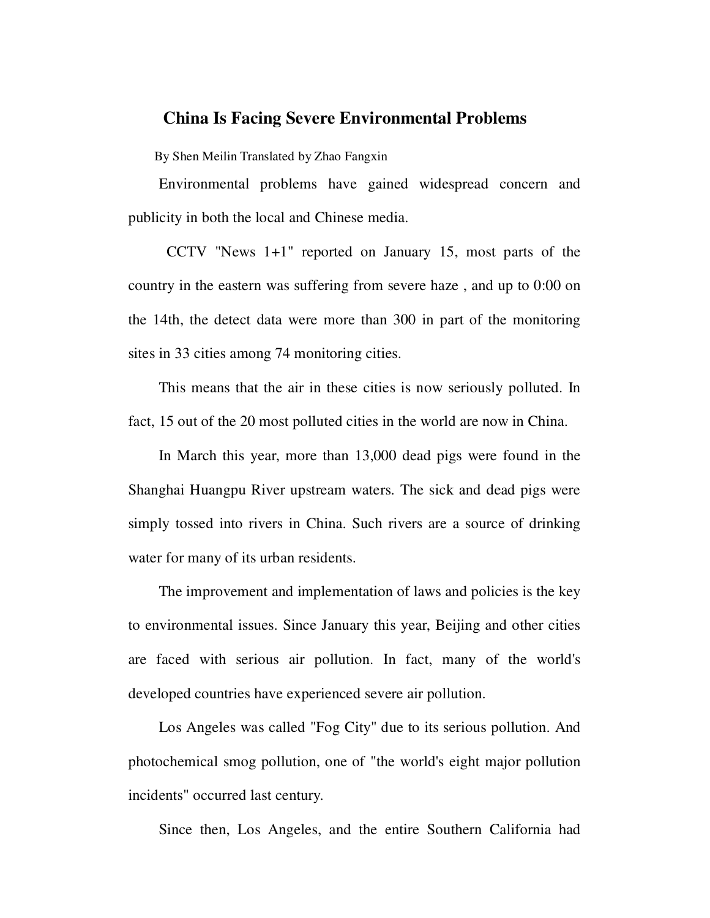# China Is Facing Severe Environmental Problems

By Shen Meilin Translated by Zhao Fangxin

Environmental problems have gained widespread concern and publicity in both the local and Chinese media.

CCTV "News 1+1" reported on January 15, most parts of the country in the eastern was suffering from severe haze , and up to 0:00 on the 14th, the detect data were more than 300 in part of the monitoring sites in 33 cities among 74 monitoring cities.

This means that the air in these cities is now seriously polluted. In fact, 15 out of the 20 most polluted cities in the world are now in China.

In March this year, more than 13,000 dead pigs were found in the Shanghai Huangpu River upstream waters. The sick and dead pigs were simply tossed into rivers in China. Such rivers are a source of drinking water for many of its urban residents.

The improvement and implementation of laws and policies is the key to environmental issues. Since January this year, Beijing and other cities are faced with serious air pollution. In fact, many of the world's developed countries have experienced severe air pollution.

Los Angeles was called "Fog City" due to its serious pollution. And photochemical smog pollution, one of "the world's eight major pollution incidents" occurred last century.

Since then, Los Angeles, and the entire Southern California had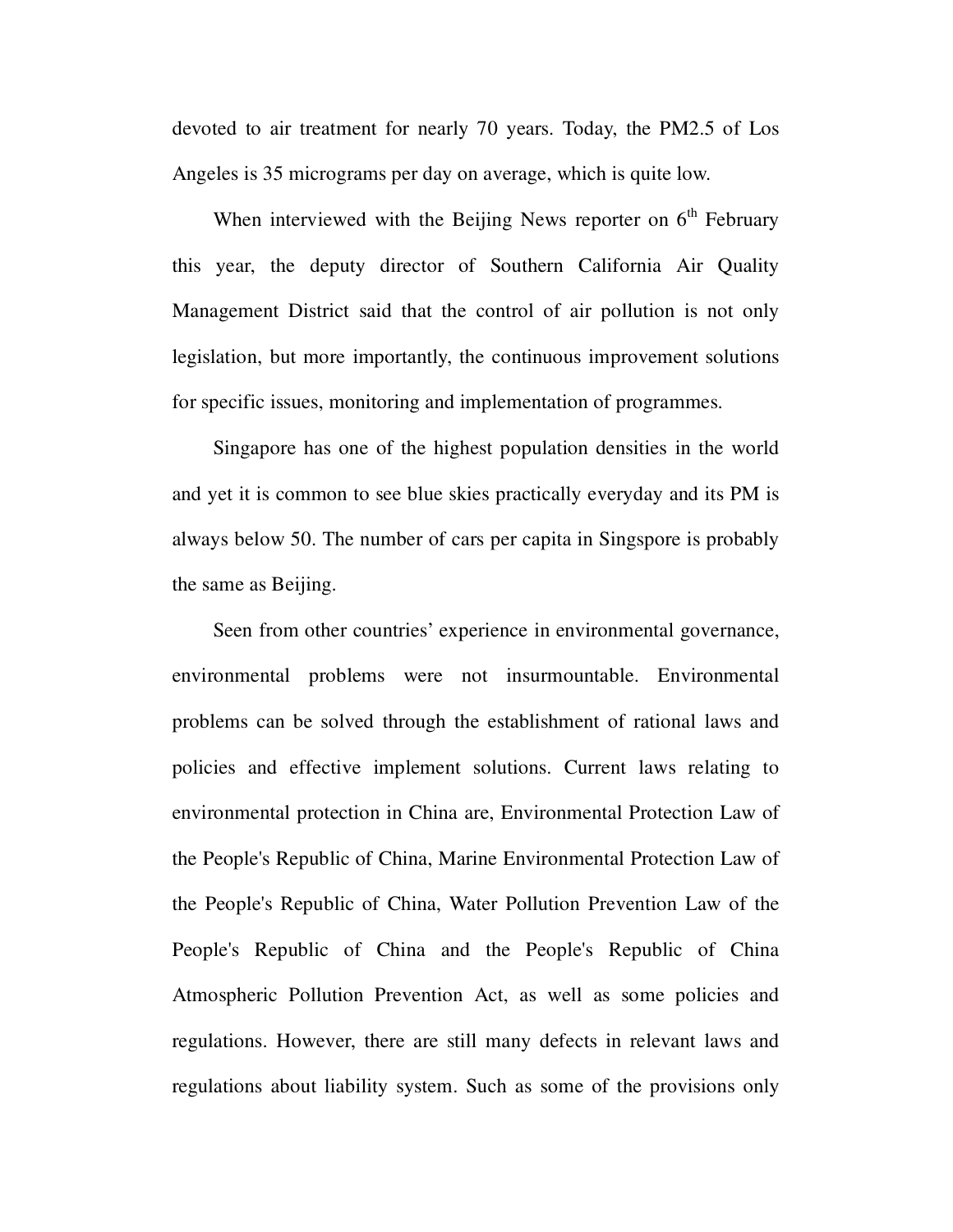devoted to air treatment for nearly 70 years. Today, the PM2.5 of Los Angeles is 35 micrograms per day on average, which is quite low.

When interviewed with the Beijing News reporter on 6th February this year, the deputy director of Southern California Air Quality Management District said that the control of air pollution is not only legislation, but more importantly, the continuous improvement solutions for specific issues, monitoring and implementation of programmes.

Singapore has one of the highest population densities in the world and yet it is common to see blue skies practically everyday and its PM is always below 50. The number of cars per capita in Singspore is probably the same as Beijing.

Seen from other countries' experience in environmental governance, environmental problems were not insurmountable. Environmental problems can be solved through the establishment of rational laws and policies and effective implement solutions. Current laws relating to environmental protection in China are, Environmental Protection Law of the People's Republic of China, Marine Environmental Protection Law of the People's Republic of China, Water Pollution Prevention Law of the People's Republic of China and the People's Republic of China Atmospheric Pollution Prevention Act, as well as some policies and regulations. However, there are still many defects in relevant laws and regulations about liability system. Such as some of the provisions only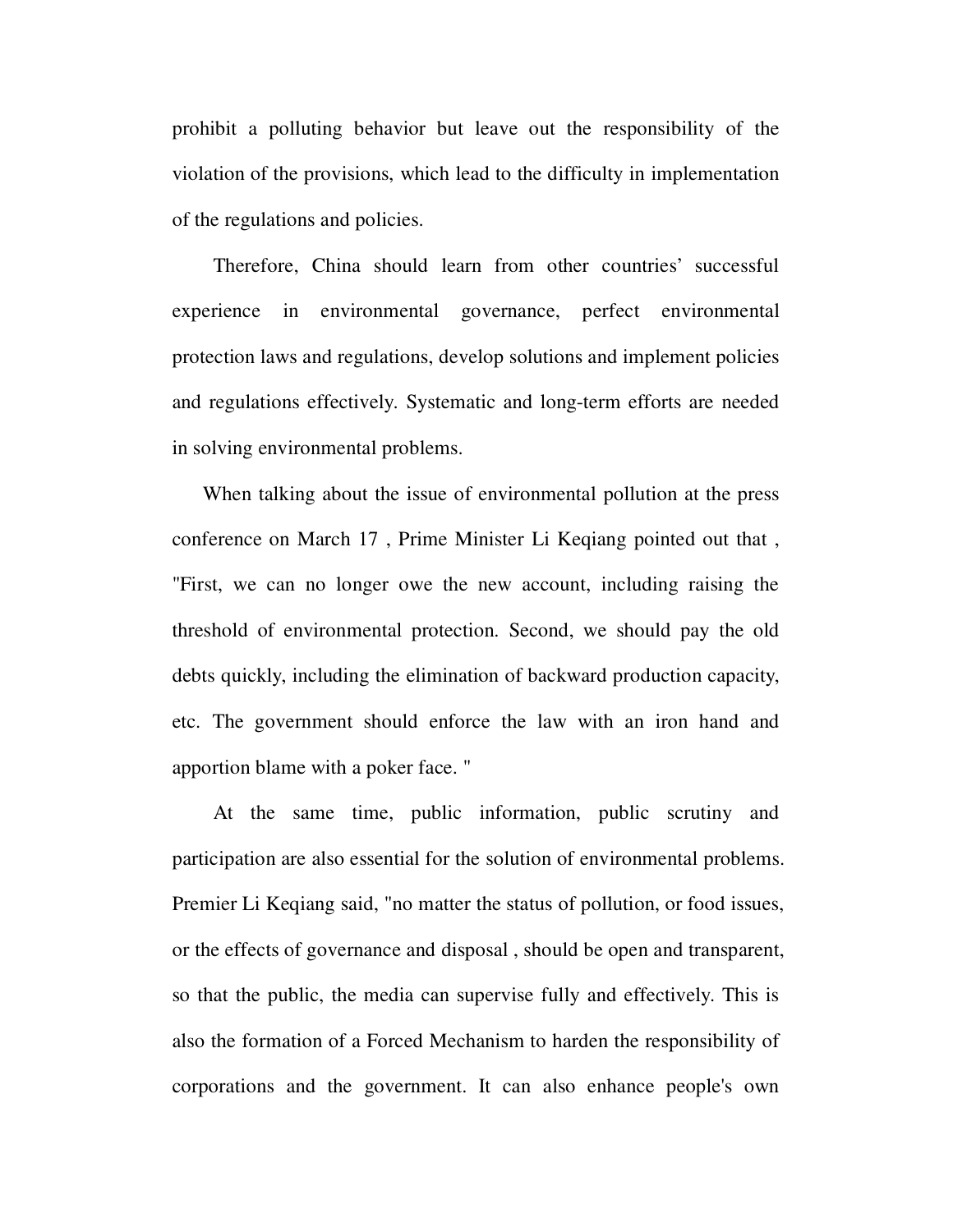prohibit a polluting behavior but leave out the responsibility of the violation of the provisions, which lead to the difficulty in implementation of the regulations and policies.

Therefore, China should learn from other countries' successful experience in environmental governance, perfect environmental protection laws and regulations, develop solutions and implement policies and regulations effectively. Systematic and long-term efforts are needed in solving environmental problems.

When talking about the issue of environmental pollution at the press conference on March 17 , Prime Minister Li Keqiang pointed out that , "First, we can no longer owe the new account, including raising the threshold of environmental protection. Second, we should pay the old debts quickly, including the elimination of backward production capacity, etc. The government should enforce the law with an iron hand and apportion blame with a poker face. "

At the same time, public information, public scrutiny and participation are also essential for the solution of environmental problems. Premier Li Keqiang said, "no matter the status of pollution, or food issues, or the effects of governance and disposal , should be open and transparent, so that the public, the media can supervise fully and effectively. This is also the formation of a Forced Mechanism to harden the responsibility of corporations and the government. It can also enhance people's own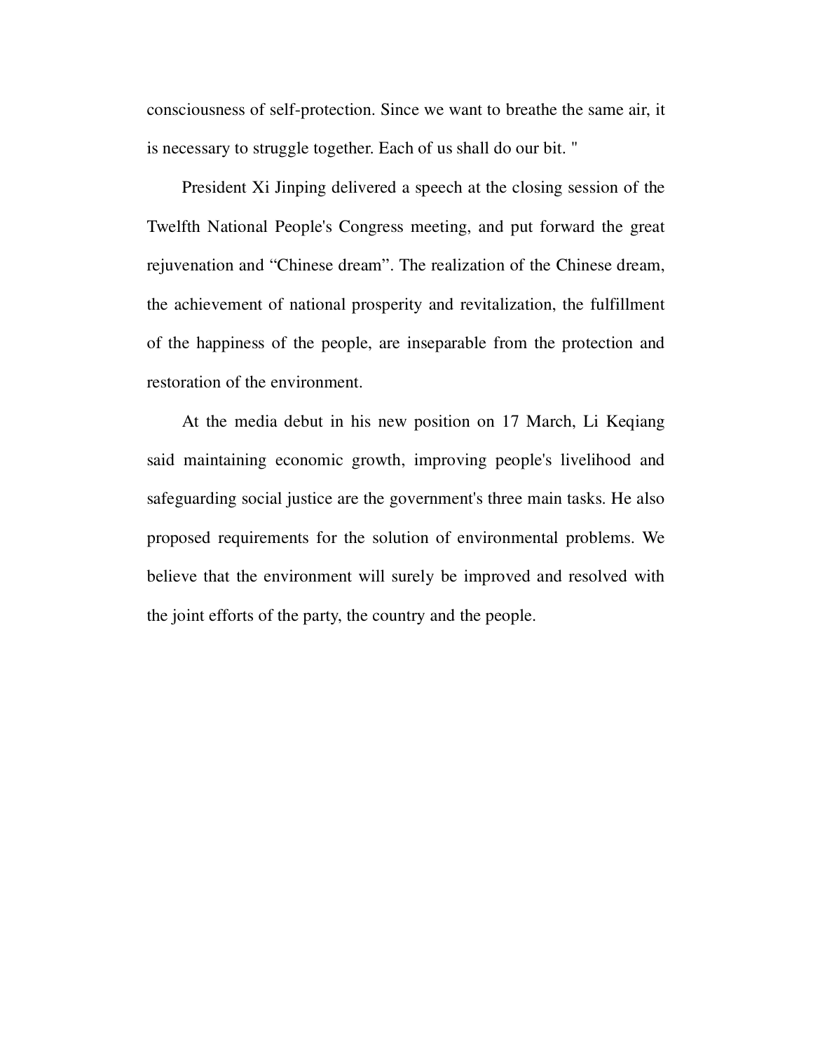consciousness of self-protection. Since we want to breathe the same air, it is necessary to struggle together. Each of us shall do our bit. "

President Xi Jinping delivered a speech at the closing session of the Twelfth National People's Congress meeting, and put forward the great rejuvenation and “Chinese dream”. The realization of the Chinese dream, the achievement of national prosperity and revitalization, the fulfillment of the happiness of the people, are inseparable from the protection and restoration of the environment.

At the media debut in his new position on 17 March, Li Keqiang said maintaining economic growth, improving people's livelihood and safeguarding social justice are the government's three main tasks. He also proposed requirements for the solution of environmental problems. We believe that the environment will surely be improved and resolved with the joint efforts of the party, the country and the people.